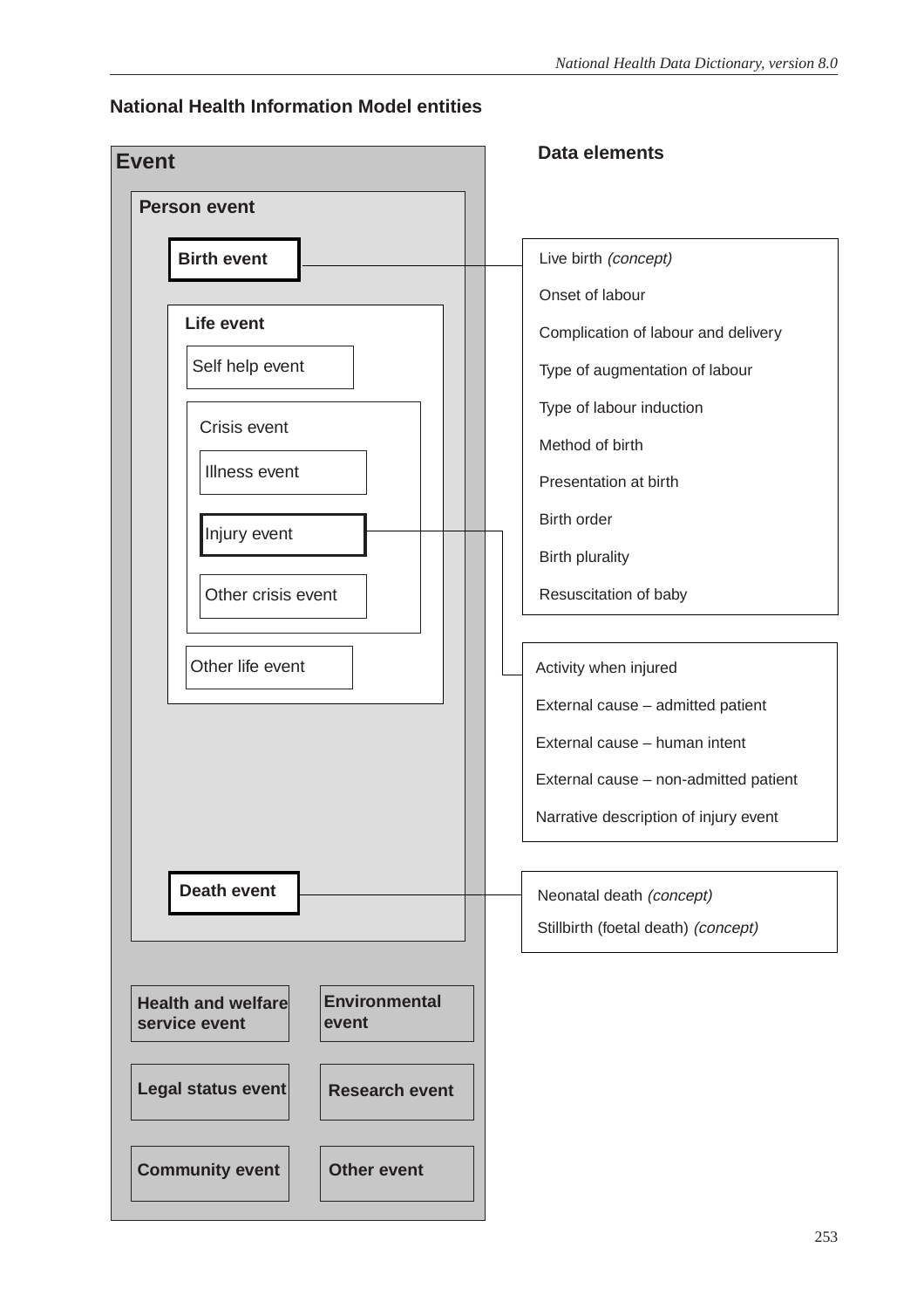## National Health Information Model entities

**Event**

- **Person event**
  - **Birth event**
  - **Life event**
    - Self help event
    - Crisis event
      - Illness event
      - Injury event
      - Other crisis event
    - Other life event
  - **Death event**
- **Health and welfare service event**
- **Environmental event**
- **Legal status event**
- **Research event**
- **Community event**
- **Other event**

**Data elements**

Birth event:

- Live birth *(concept)*
- Onset of labour
- Complication of labour and delivery
- Type of augmentation of labour
- Type of labour induction
- Method of birth
- Presentation at birth
- Birth order
- Birth plurality
- Resuscitation of baby

Injury event:

- Activity when injured
- External cause – admitted patient
- External cause – human intent
- External cause – non-admitted patient
- Narrative description of injury event

Death event:

- Neonatal death *(concept)*
- Stillbirth (foetal death) *(concept)*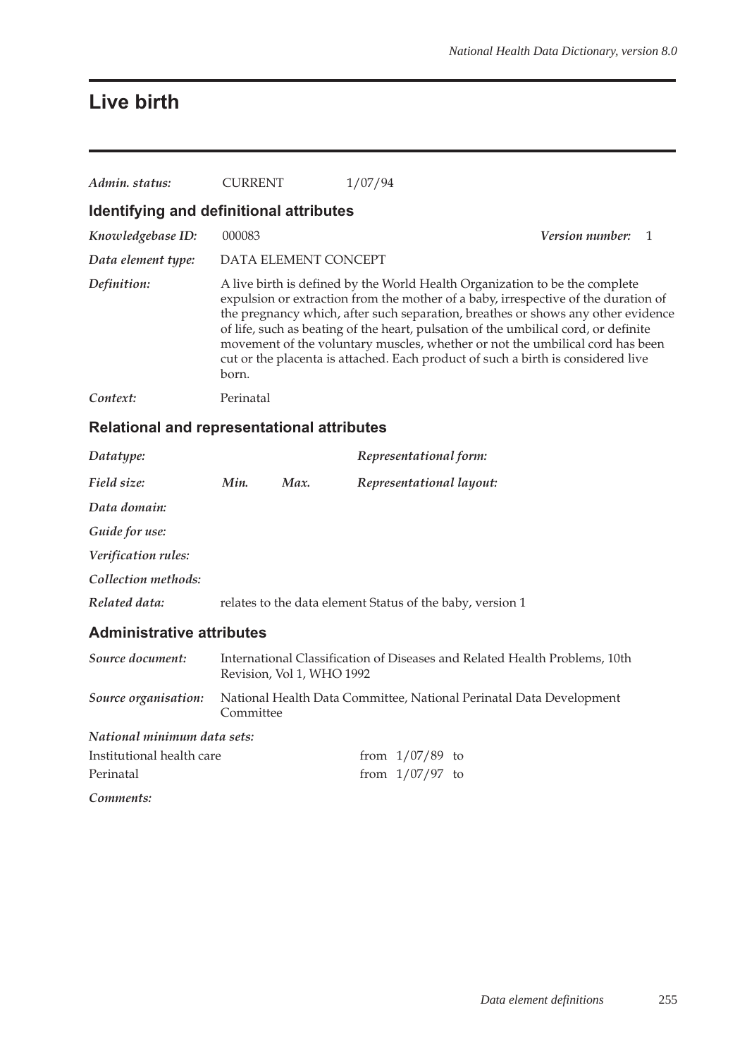# Live birth

*Admin. status:* CURRENT 1/07/94

## Identifying and definitional attributes

*Knowledgebase ID:* 000083 *Version number:* 1

*Data element type:* DATA ELEMENT CONCEPT

*Definition:* A live birth is defined by the World Health Organization to be the complete expulsion or extraction from the mother of a baby, irrespective of the duration of the pregnancy which, after such separation, breathes or shows any other evidence of life, such as beating of the heart, pulsation of the umbilical cord, or definite movement of the voluntary muscles, whether or not the umbilical cord has been cut or the placenta is attached. Each product of such a birth is considered live born.

*Context:* Perinatal

## Relational and representational attributes

*Datatype:* *Representational form:*

*Field size:* *Min.* *Max.* *Representational layout:*

*Data domain:*

*Guide for use:*

*Verification rules:*

*Collection methods:*

*Related data:* relates to the data element Status of the baby, version 1

## Administrative attributes

*Source document:* International Classification of Diseases and Related Health Problems, 10th Revision, Vol 1, WHO 1992

*Source organisation:* National Health Data Committee, National Perinatal Data Development Committee

*National minimum data sets:*

Institutional health care from 1/07/89 to

Perinatal from 1/07/97 to

*Comments:*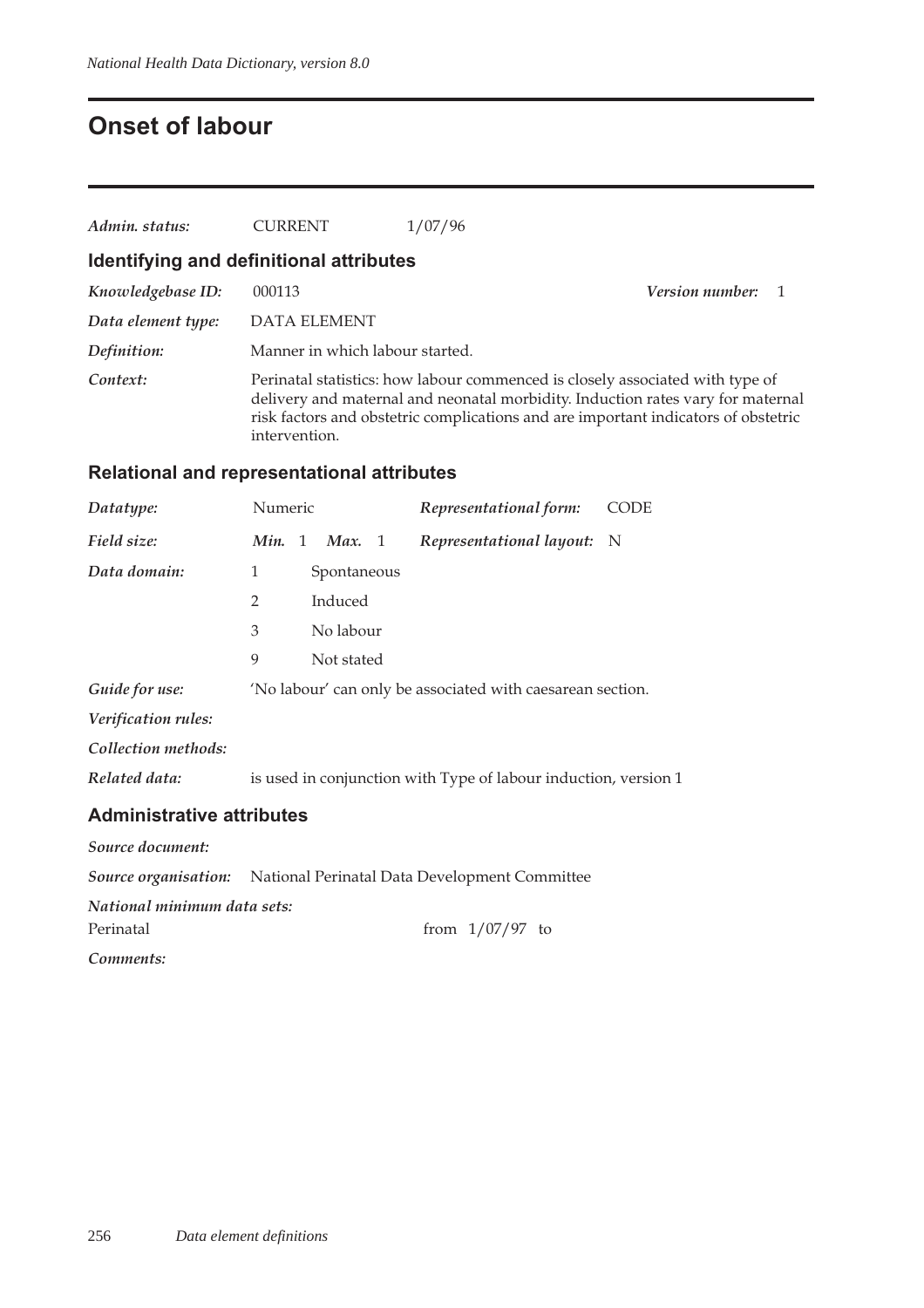# Onset of labour

*Admin. status:* CURRENT 1/07/96

## Identifying and definitional attributes

*Knowledgebase ID:* 000113 *Version number:* 1

*Data element type:* DATA ELEMENT

*Definition:* Manner in which labour started.

*Context:* Perinatal statistics: how labour commenced is closely associated with type of delivery and maternal and neonatal morbidity. Induction rates vary for maternal risk factors and obstetric complications and are important indicators of obstetric intervention.

## Relational and representational attributes

*Datatype:* Numeric *Representational form:* CODE

*Field size:* *Min.* 1 *Max.* 1 *Representational layout:* N

*Data domain:*

| Code | Description |
|---|---|
| 1 | Spontaneous |
| 2 | Induced |
| 3 | No labour |
| 9 | Not stated |

*Guide for use:* 'No labour' can only be associated with caesarean section.

*Verification rules:*

*Collection methods:*

*Related data:* is used in conjunction with Type of labour induction, version 1

## Administrative attributes

*Source document:*

*Source organisation:* National Perinatal Data Development Committee

*National minimum data sets:*

Perinatal from 1/07/97 to

*Comments:*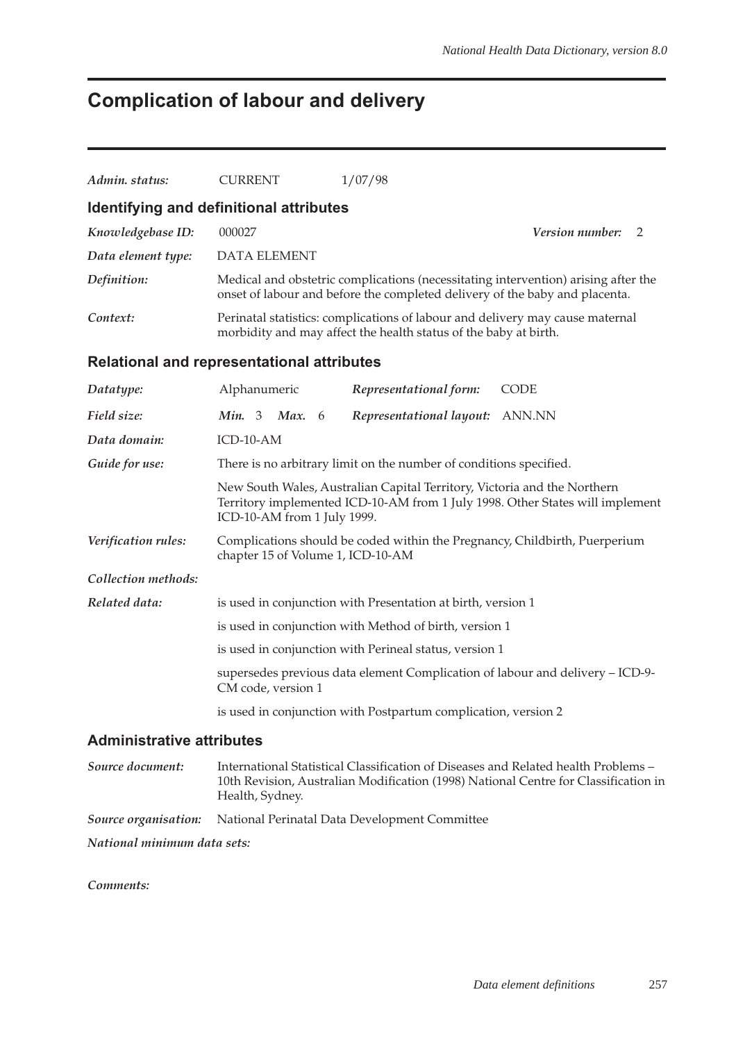# Complication of labour and delivery

| | | |
|---|---|---|
| *Admin. status:* | CURRENT | 1/07/98 |

## Identifying and definitional attributes

| | |
|---|---|
| *Knowledgebase ID:* | 000027 &nbsp;&nbsp;&nbsp;&nbsp; ***Version number:*** 2 |
| *Data element type:* | DATA ELEMENT |
| *Definition:* | Medical and obstetric complications (necessitating intervention) arising after the onset of labour and before the completed delivery of the baby and placenta. |
| *Context:* | Perinatal statistics: complications of labour and delivery may cause maternal morbidity and may affect the health status of the baby at birth. |

## Relational and representational attributes

| | | | |
|---|---|---|---|
| *Datatype:* | Alphanumeric | ***Representational form:*** | CODE |
| *Field size:* | ***Min.*** 3 ***Max.*** 6 | ***Representational layout:*** | ANN.NN |

*Data domain:* ICD-10-AM

*Guide for use:* There is no arbitrary limit on the number of conditions specified.

New South Wales, Australian Capital Territory, Victoria and the Northern Territory implemented ICD-10-AM from 1 July 1998. Other States will implement ICD-10-AM from 1 July 1999.

*Verification rules:* Complications should be coded within the Pregnancy, Childbirth, Puerperium chapter 15 of Volume 1, ICD-10-AM

*Collection methods:*

*Related data:*

is used in conjunction with Presentation at birth, version 1

is used in conjunction with Method of birth, version 1

is used in conjunction with Perineal status, version 1

supersedes previous data element Complication of labour and delivery – ICD-9-CM code, version 1

is used in conjunction with Postpartum complication, version 2

## Administrative attributes

*Source document:* International Statistical Classification of Diseases and Related health Problems – 10th Revision, Australian Modification (1998) National Centre for Classification in Health, Sydney.

*Source organisation:* National Perinatal Data Development Committee

*National minimum data sets:*

*Comments:*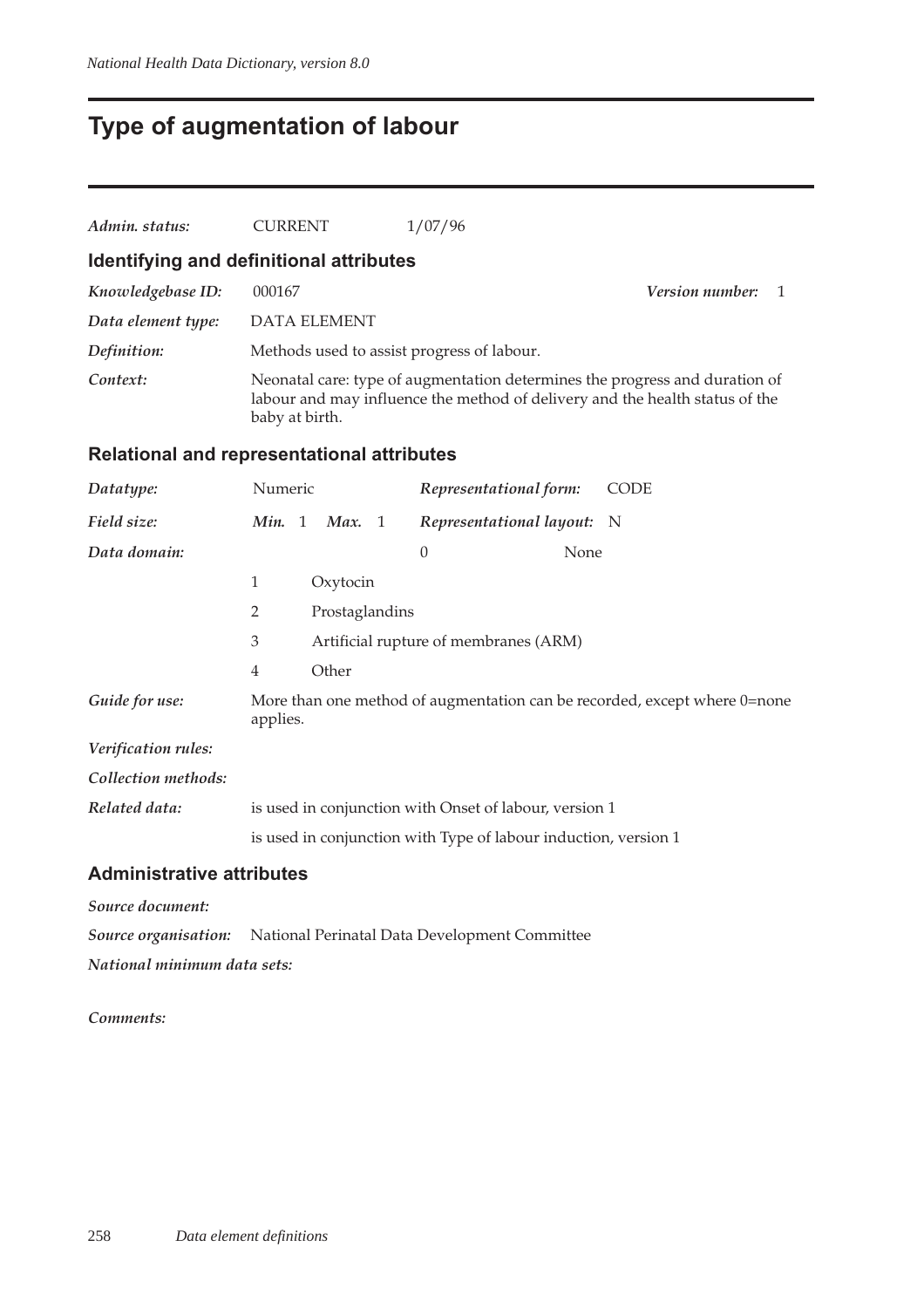# Type of augmentation of labour

***Admin. status:*** CURRENT 1/07/96

## Identifying and definitional attributes

***Knowledgebase ID:*** 000167 ***Version number:*** 1

***Data element type:*** DATA ELEMENT

***Definition:*** Methods used to assist progress of labour.

***Context:*** Neonatal care: type of augmentation determines the progress and duration of labour and may influence the method of delivery and the health status of the baby at birth.

## Relational and representational attributes

***Datatype:*** Numeric ***Representational form:*** CODE

***Field size:*** ***Min.*** 1 ***Max.*** 1 ***Representational layout:*** N

***Data domain:***

| Code | Description |
|---|---|
| 0 | None |
| 1 | Oxytocin |
| 2 | Prostaglandins |
| 3 | Artificial rupture of membranes (ARM) |
| 4 | Other |

***Guide for use:*** More than one method of augmentation can be recorded, except where 0=none applies.

***Verification rules:***

***Collection methods:***

***Related data:*** is used in conjunction with Onset of labour, version 1

is used in conjunction with Type of labour induction, version 1

## Administrative attributes

***Source document:***

***Source organisation:*** National Perinatal Data Development Committee

***National minimum data sets:***

***Comments:***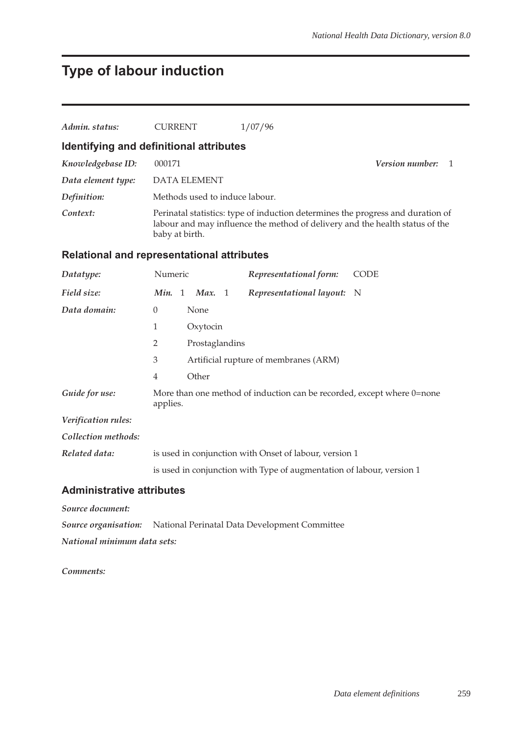# Type of labour induction

*Admin. status:* CURRENT 1/07/96

## Identifying and definitional attributes

*Knowledgebase ID:* 000171 *Version number:* 1

*Data element type:* DATA ELEMENT

*Definition:* Methods used to induce labour.

*Context:* Perinatal statistics: type of induction determines the progress and duration of labour and may influence the method of delivery and the health status of the baby at birth.

## Relational and representational attributes

*Datatype:* Numeric *Representational form:* CODE

*Field size:* *Min.* 1 *Max.* 1 *Representational layout:* N

*Data domain:*

| | |
|---|---|
| 0 | None |
| 1 | Oxytocin |
| 2 | Prostaglandins |
| 3 | Artificial rupture of membranes (ARM) |
| 4 | Other |

*Guide for use:* More than one method of induction can be recorded, except where 0=none applies.

*Verification rules:*

*Collection methods:*

*Related data:* is used in conjunction with Onset of labour, version 1

is used in conjunction with Type of augmentation of labour, version 1

## Administrative attributes

*Source document:*

*Source organisation:* National Perinatal Data Development Committee

*National minimum data sets:*

*Comments:*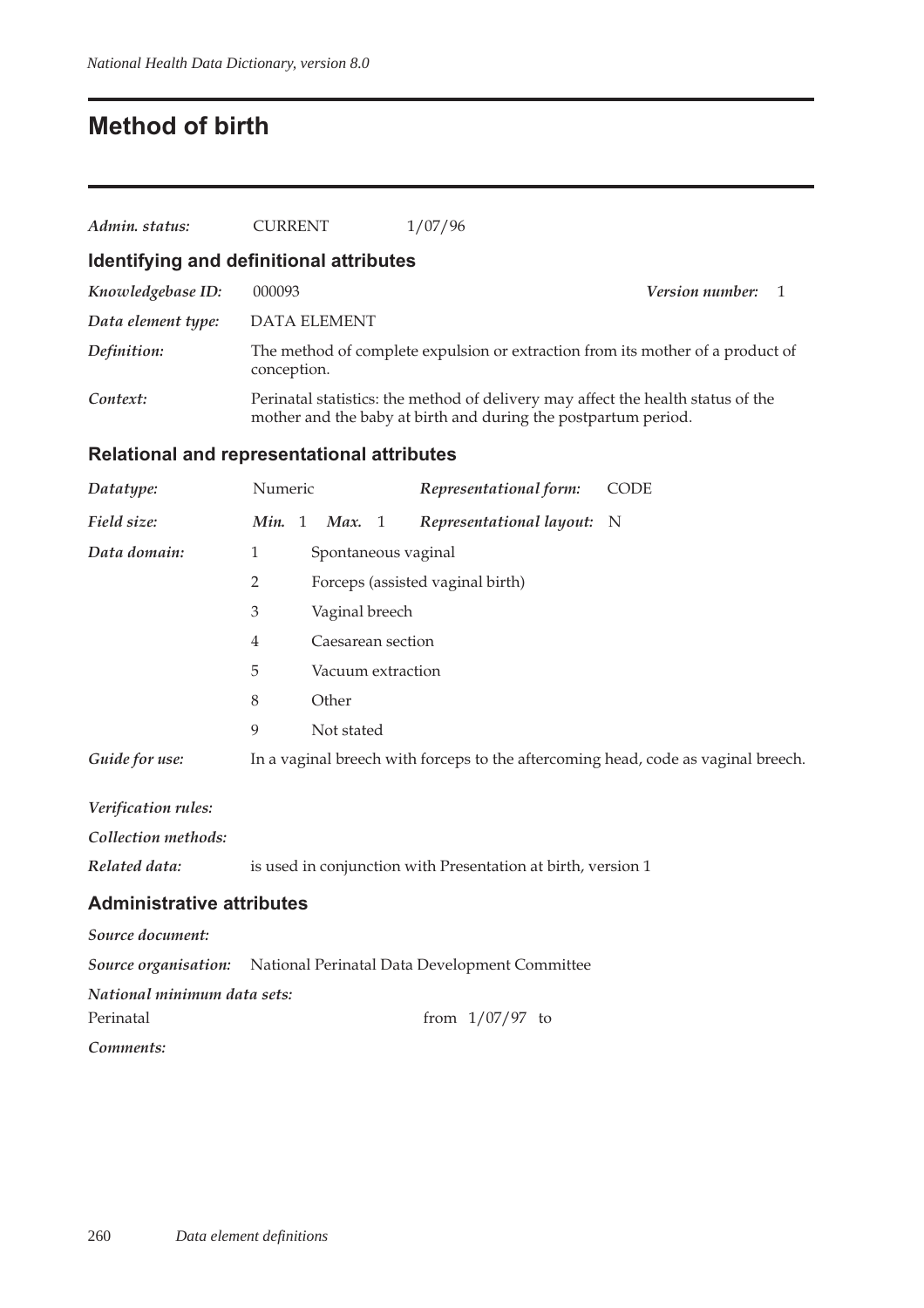# Method of birth

**Admin. status:** CURRENT 1/07/96

## Identifying and definitional attributes

**Knowledgebase ID:** 000093 **Version number:** 1

**Data element type:** DATA ELEMENT

**Definition:** The method of complete expulsion or extraction from its mother of a product of conception.

**Context:** Perinatal statistics: the method of delivery may affect the health status of the mother and the baby at birth and during the postpartum period.

## Relational and representational attributes

**Datatype:** Numeric **Representational form:** CODE

**Field size:** **Min.** 1 **Max.** 1 **Representational layout:** N

**Data domain:**

| Code | Description |
|---|---|
| 1 | Spontaneous vaginal |
| 2 | Forceps (assisted vaginal birth) |
| 3 | Vaginal breech |
| 4 | Caesarean section |
| 5 | Vacuum extraction |
| 8 | Other |
| 9 | Not stated |

**Guide for use:** In a vaginal breech with forceps to the aftercoming head, code as vaginal breech.

**Verification rules:**

**Collection methods:**

**Related data:** is used in conjunction with Presentation at birth, version 1

## Administrative attributes

**Source document:**

**Source organisation:** National Perinatal Data Development Committee

**National minimum data sets:**

Perinatal from 1/07/97 to

**Comments:**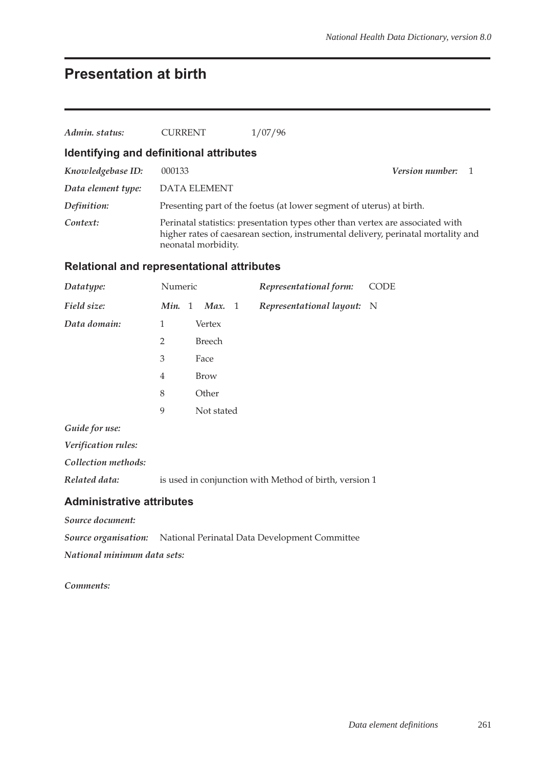# Presentation at birth

*Admin. status:* CURRENT 1/07/96

## Identifying and definitional attributes

*Knowledgebase ID:* 000133 *Version number:* 1

*Data element type:* DATA ELEMENT

*Definition:* Presenting part of the foetus (at lower segment of uterus) at birth.

*Context:* Perinatal statistics: presentation types other than vertex are associated with higher rates of caesarean section, instrumental delivery, perinatal mortality and neonatal morbidity.

## Relational and representational attributes

*Datatype:* Numeric *Representational form:* CODE

*Field size:* *Min.* 1 *Max.* 1 *Representational layout:* N

*Data domain:*

1 Vertex
2 Breech
3 Face
4 Brow
8 Other
9 Not stated

*Guide for use:*

*Verification rules:*

*Collection methods:*

*Related data:* is used in conjunction with Method of birth, version 1

## Administrative attributes

*Source document:*

*Source organisation:* National Perinatal Data Development Committee

*National minimum data sets:*

*Comments:*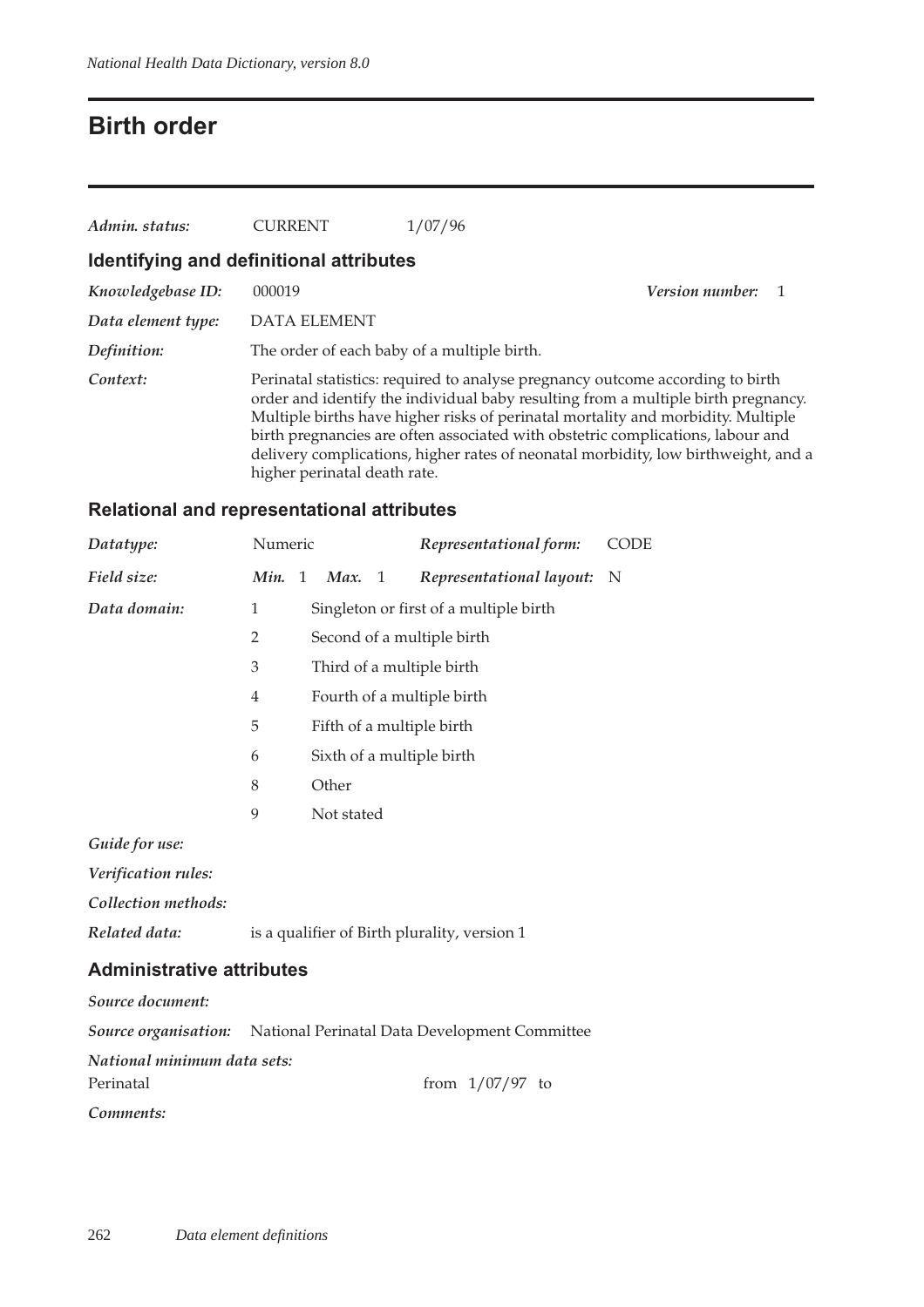# Birth order

*Admin. status:* CURRENT 1/07/96

### Identifying and definitional attributes

*Knowledgebase ID:* 000019 *Version number:* 1

*Data element type:* DATA ELEMENT

*Definition:* The order of each baby of a multiple birth.

*Context:* Perinatal statistics: required to analyse pregnancy outcome according to birth order and identify the individual baby resulting from a multiple birth pregnancy. Multiple births have higher risks of perinatal mortality and morbidity. Multiple birth pregnancies are often associated with obstetric complications, labour and delivery complications, higher rates of neonatal morbidity, low birthweight, and a higher perinatal death rate.

### Relational and representational attributes

*Datatype:* Numeric *Representational form:* CODE

*Field size:* *Min.* 1 *Max.* 1 *Representational layout:* N

*Data domain:*

| Code | Description |
|---|---|
| 1 | Singleton or first of a multiple birth |
| 2 | Second of a multiple birth |
| 3 | Third of a multiple birth |
| 4 | Fourth of a multiple birth |
| 5 | Fifth of a multiple birth |
| 6 | Sixth of a multiple birth |
| 8 | Other |
| 9 | Not stated |

*Guide for use:*

*Verification rules:*

*Collection methods:*

*Related data:* is a qualifier of Birth plurality, version 1

### Administrative attributes

*Source document:*

*Source organisation:* National Perinatal Data Development Committee

*National minimum data sets:*

Perinatal from 1/07/97 to

*Comments:*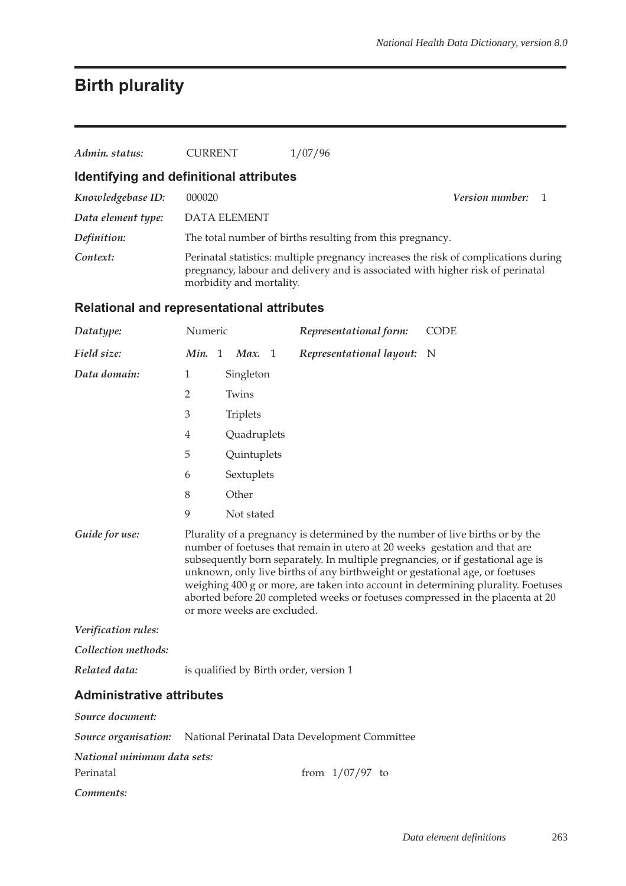# Birth plurality

*Admin. status:* CURRENT 1/07/96

## Identifying and definitional attributes

*Knowledgebase ID:* 000020 *Version number:* 1

*Data element type:* DATA ELEMENT

*Definition:* The total number of births resulting from this pregnancy.

*Context:* Perinatal statistics: multiple pregnancy increases the risk of complications during pregnancy, labour and delivery and is associated with higher risk of perinatal morbidity and mortality.

## Relational and representational attributes

*Datatype:* Numeric *Representational form:* CODE

*Field size:* ***Min.*** 1 ***Max.*** 1 *Representational layout:* N

*Data domain:*

| Code | Description |
|---|---|
| 1 | Singleton |
| 2 | Twins |
| 3 | Triplets |
| 4 | Quadruplets |
| 5 | Quintuplets |
| 6 | Sextuplets |
| 8 | Other |
| 9 | Not stated |

*Guide for use:* Plurality of a pregnancy is determined by the number of live births or by the number of foetuses that remain in utero at 20 weeks gestation and that are subsequently born separately. In multiple pregnancies, or if gestational age is unknown, only live births of any birthweight or gestational age, or foetuses weighing 400 g or more, are taken into account in determining plurality. Foetuses aborted before 20 completed weeks or foetuses compressed in the placenta at 20 or more weeks are excluded.

*Verification rules:*

*Collection methods:*

*Related data:* is qualified by Birth order, version 1

## Administrative attributes

*Source document:*

*Source organisation:* National Perinatal Data Development Committee

*National minimum data sets:*

Perinatal from 1/07/97 to

*Comments:*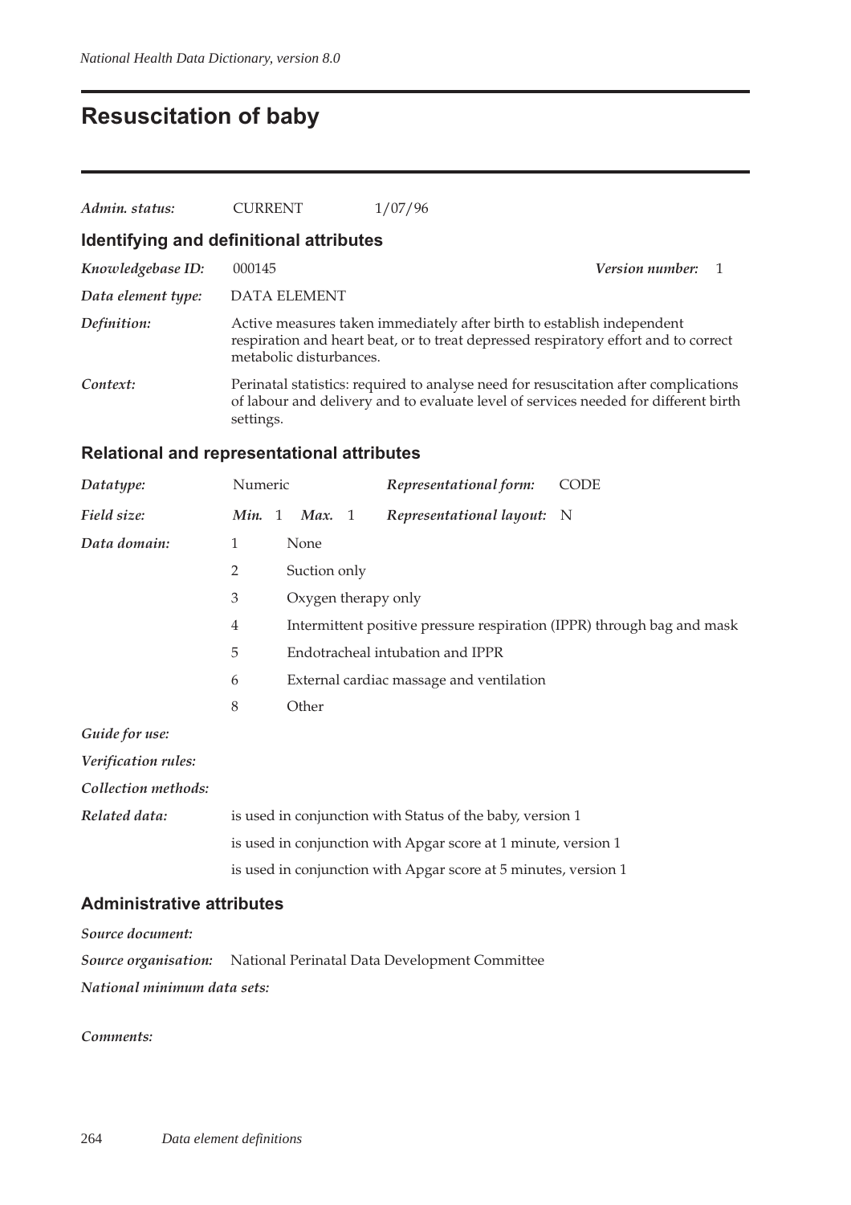# Resuscitation of baby

**Admin. status:** CURRENT 1/07/96

## Identifying and definitional attributes

**Knowledgebase ID:** 000145 **Version number:** 1

**Data element type:** DATA ELEMENT

**Definition:** Active measures taken immediately after birth to establish independent respiration and heart beat, or to treat depressed respiratory effort and to correct metabolic disturbances.

**Context:** Perinatal statistics: required to analyse need for resuscitation after complications of labour and delivery and to evaluate level of services needed for different birth settings.

## Relational and representational attributes

**Datatype:** Numeric **Representational form:** CODE

**Field size:** **Min.** 1 **Max.** 1 **Representational layout:** N

**Data domain:**

| Code | Description |
|---|---|
| 1 | None |
| 2 | Suction only |
| 3 | Oxygen therapy only |
| 4 | Intermittent positive pressure respiration (IPPR) through bag and mask |
| 5 | Endotracheal intubation and IPPR |
| 6 | External cardiac massage and ventilation |
| 8 | Other |

**Guide for use:**

**Verification rules:**

**Collection methods:**

**Related data:**

is used in conjunction with Status of the baby, version 1

is used in conjunction with Apgar score at 1 minute, version 1

is used in conjunction with Apgar score at 5 minutes, version 1

## Administrative attributes

**Source document:**

**Source organisation:** National Perinatal Data Development Committee

**National minimum data sets:**

**Comments:**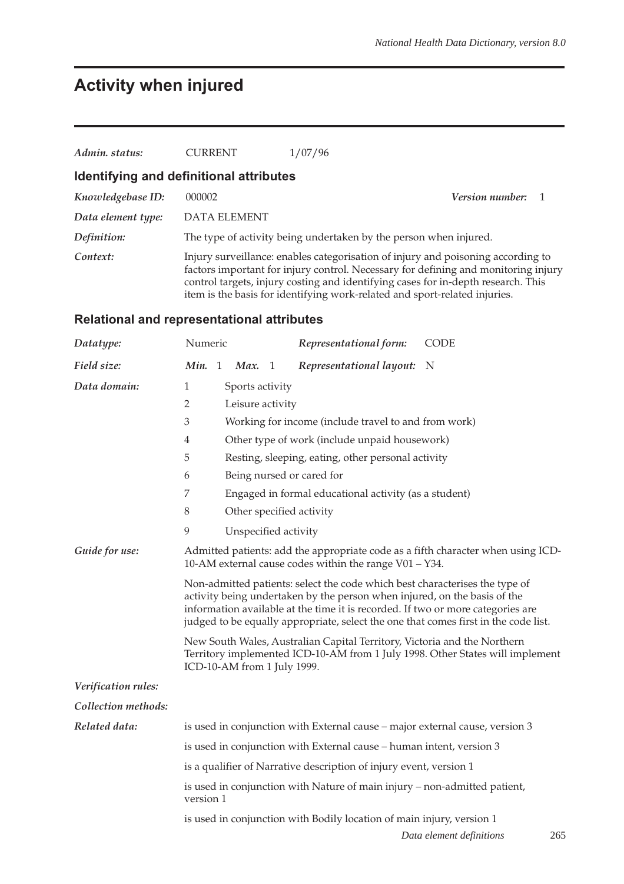# Activity when injured

*Admin. status:* CURRENT 1/07/96

## Identifying and definitional attributes

*Knowledgebase ID:* 000002 *Version number:* 1

*Data element type:* DATA ELEMENT

*Definition:* The type of activity being undertaken by the person when injured.

*Context:* Injury surveillance: enables categorisation of injury and poisoning according to factors important for injury control. Necessary for defining and monitoring injury control targets, injury costing and identifying cases for in-depth research. This item is the basis for identifying work-related and sport-related injuries.

## Relational and representational attributes

*Datatype:* Numeric *Representational form:* CODE

*Field size:* *Min.* 1 *Max.* 1 *Representational layout:* N

*Data domain:*

1 Sports activity

2 Leisure activity

3 Working for income (include travel to and from work)

4 Other type of work (include unpaid housework)

5 Resting, sleeping, eating, other personal activity

6 Being nursed or cared for

7 Engaged in formal educational activity (as a student)

8 Other specified activity

9 Unspecified activity

*Guide for use:* Admitted patients: add the appropriate code as a fifth character when using ICD-10-AM external cause codes within the range V01 – Y34.

Non-admitted patients: select the code which best characterises the type of activity being undertaken by the person when injured, on the basis of the information available at the time it is recorded. If two or more categories are judged to be equally appropriate, select the one that comes first in the code list.

New South Wales, Australian Capital Territory, Victoria and the Northern Territory implemented ICD-10-AM from 1 July 1998. Other States will implement ICD-10-AM from 1 July 1999.

*Verification rules:*

*Collection methods:*

*Related data:* is used in conjunction with External cause – major external cause, version 3

is used in conjunction with External cause – human intent, version 3

is a qualifier of Narrative description of injury event, version 1

is used in conjunction with Nature of main injury – non-admitted patient, version 1

is used in conjunction with Bodily location of main injury, version 1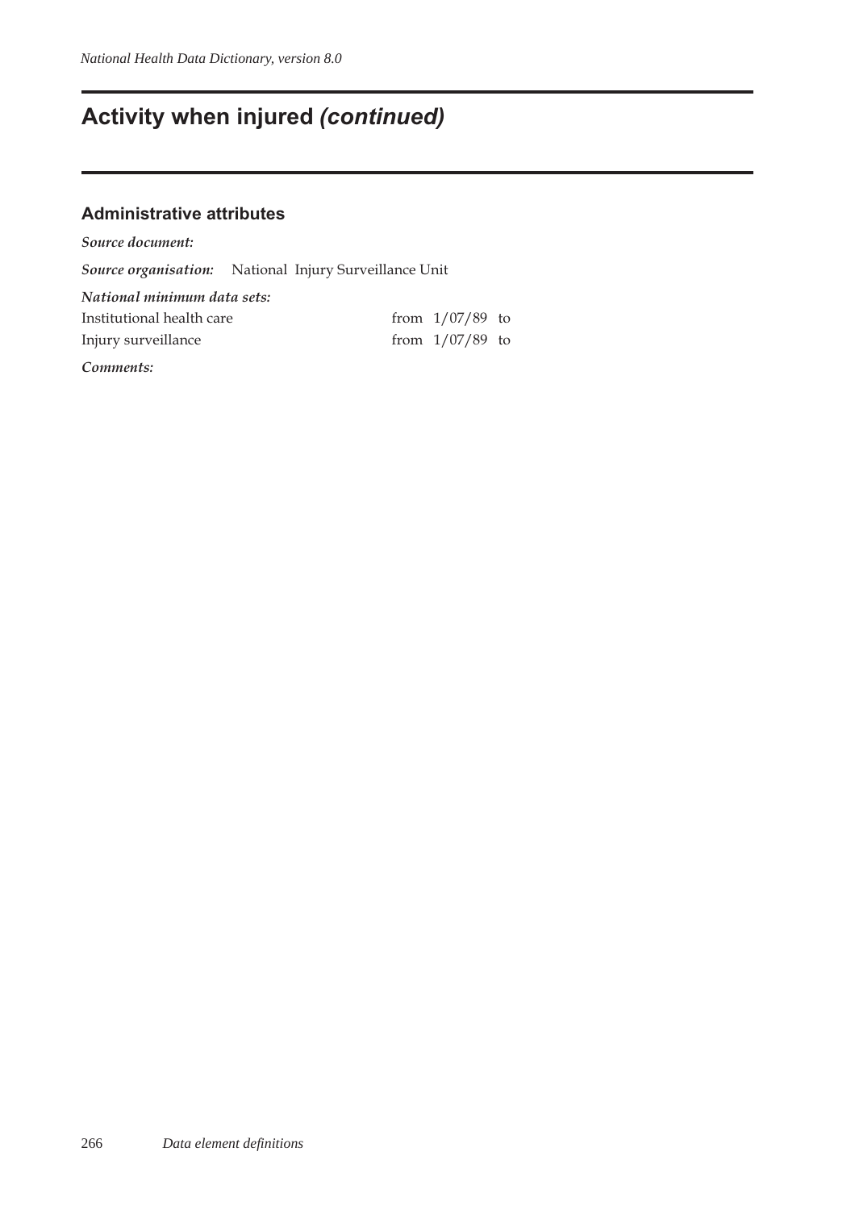# Activity when injured *(continued)*

### Administrative attributes

***Source document:***

***Source organisation:*** National Injury Surveillance Unit

***National minimum data sets:***

| | |
|---|---|
| Institutional health care | from 1/07/89 to |
| Injury surveillance | from 1/07/89 to |

***Comments:***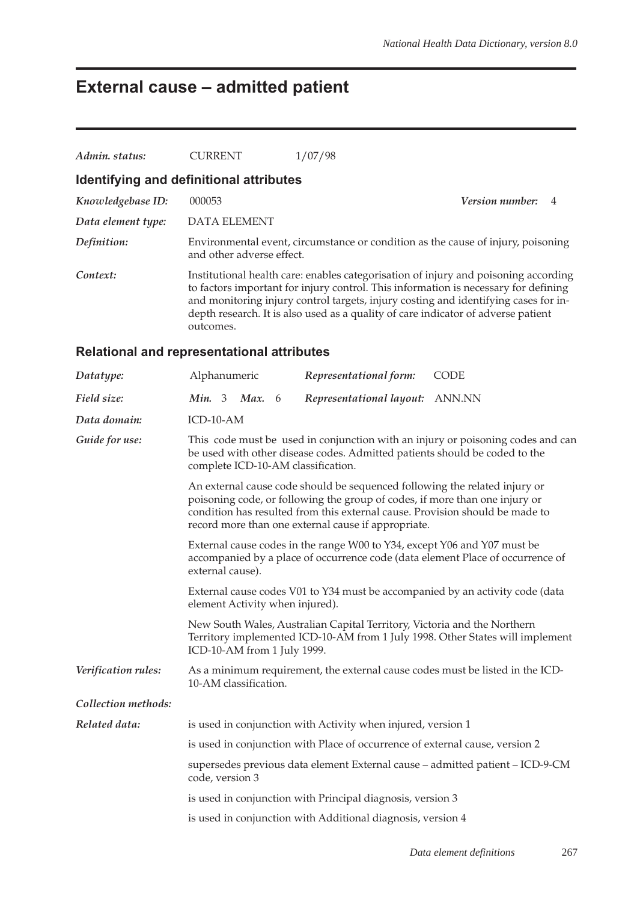# External cause – admitted patient

*Admin. status:* CURRENT 1/07/98

## Identifying and definitional attributes

*Knowledgebase ID:* 000053 ***Version number:*** 4

*Data element type:* DATA ELEMENT

*Definition:* Environmental event, circumstance or condition as the cause of injury, poisoning and other adverse effect.

*Context:* Institutional health care: enables categorisation of injury and poisoning according to factors important for injury control. This information is necessary for defining and monitoring injury control targets, injury costing and identifying cases for in-depth research. It is also used as a quality of care indicator of adverse patient outcomes.

## Relational and representational attributes

*Datatype:* Alphanumeric ***Representational form:*** CODE

*Field size:* ***Min.*** 3 ***Max.*** 6 ***Representational layout:*** ANN.NN

*Data domain:* ICD-10-AM

*Guide for use:* This code must be used in conjunction with an injury or poisoning codes and can be used with other disease codes. Admitted patients should be coded to the complete ICD-10-AM classification.

An external cause code should be sequenced following the related injury or poisoning code, or following the group of codes, if more than one injury or condition has resulted from this external cause. Provision should be made to record more than one external cause if appropriate.

External cause codes in the range W00 to Y34, except Y06 and Y07 must be accompanied by a place of occurrence code (data element Place of occurrence of external cause).

External cause codes V01 to Y34 must be accompanied by an activity code (data element Activity when injured).

New South Wales, Australian Capital Territory, Victoria and the Northern Territory implemented ICD-10-AM from 1 July 1998. Other States will implement ICD-10-AM from 1 July 1999.

*Verification rules:* As a minimum requirement, the external cause codes must be listed in the ICD-10-AM classification.

*Collection methods:*

*Related data:* is used in conjunction with Activity when injured, version 1

is used in conjunction with Place of occurrence of external cause, version 2

supersedes previous data element External cause – admitted patient – ICD-9-CM code, version 3

is used in conjunction with Principal diagnosis, version 3

is used in conjunction with Additional diagnosis, version 4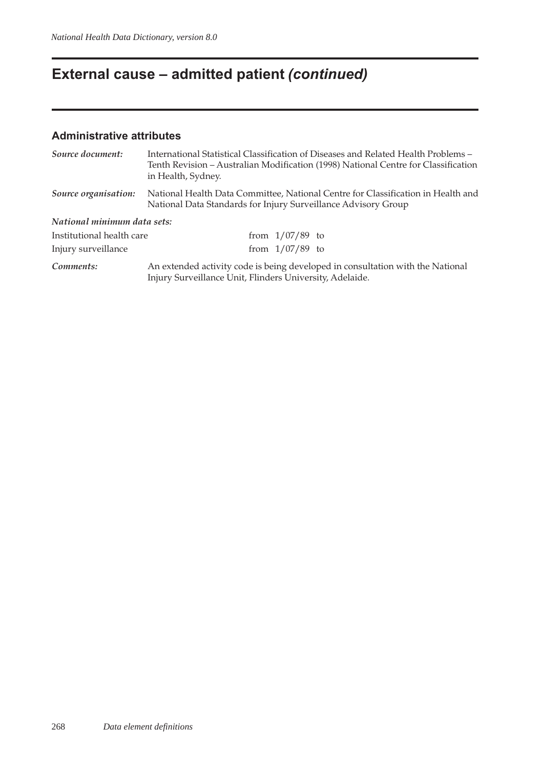# External cause – admitted patient *(continued)*

## Administrative attributes

*Source document:* International Statistical Classification of Diseases and Related Health Problems – Tenth Revision – Australian Modification (1998) National Centre for Classification in Health, Sydney.

*Source organisation:* National Health Data Committee, National Centre for Classification in Health and National Data Standards for Injury Surveillance Advisory Group

*National minimum data sets:*

| | |
|---|---|
| Institutional health care | from 1/07/89 to |
| Injury surveillance | from 1/07/89 to |

*Comments:* An extended activity code is being developed in consultation with the National Injury Surveillance Unit, Flinders University, Adelaide.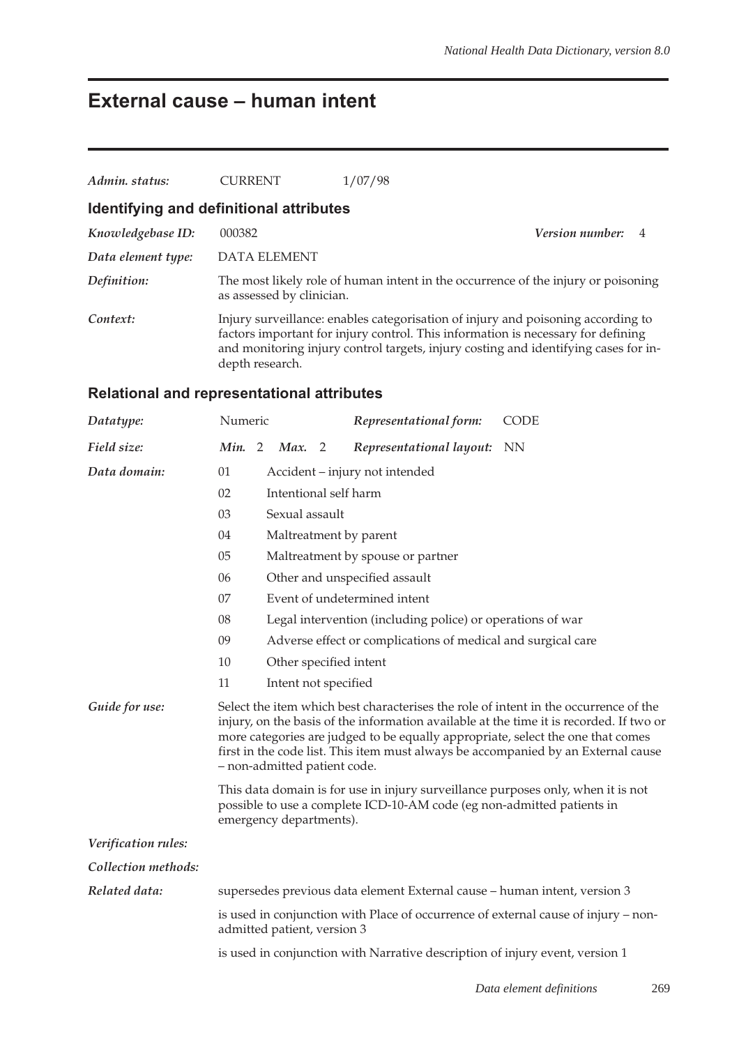# External cause – human intent

| | | |
|---|---|---|
| *Admin. status:* | CURRENT | 1/07/98 |

## Identifying and definitional attributes

*Knowledgebase ID:* 000382 *Version number:* 4

*Data element type:* DATA ELEMENT

*Definition:* The most likely role of human intent in the occurrence of the injury or poisoning as assessed by clinician.

*Context:* Injury surveillance: enables categorisation of injury and poisoning according to factors important for injury control. This information is necessary for defining and monitoring injury control targets, injury costing and identifying cases for in-depth research.

## Relational and representational attributes

*Datatype:* Numeric *Representational form:* CODE

*Field size:* *Min.* 2 *Max.* 2 *Representational layout:* NN

*Data domain:*

| Code | Description |
|---|---|
| 01 | Accident – injury not intended |
| 02 | Intentional self harm |
| 03 | Sexual assault |
| 04 | Maltreatment by parent |
| 05 | Maltreatment by spouse or partner |
| 06 | Other and unspecified assault |
| 07 | Event of undetermined intent |
| 08 | Legal intervention (including police) or operations of war |
| 09 | Adverse effect or complications of medical and surgical care |
| 10 | Other specified intent |
| 11 | Intent not specified |

*Guide for use:* Select the item which best characterises the role of intent in the occurrence of the injury, on the basis of the information available at the time it is recorded. If two or more categories are judged to be equally appropriate, select the one that comes first in the code list. This item must always be accompanied by an External cause – non-admitted patient code.

This data domain is for use in injury surveillance purposes only, when it is not possible to use a complete ICD-10-AM code (eg non-admitted patients in emergency departments).

*Verification rules:*

*Collection methods:*

*Related data:* supersedes previous data element External cause – human intent, version 3

is used in conjunction with Place of occurrence of external cause of injury – non-admitted patient, version 3

is used in conjunction with Narrative description of injury event, version 1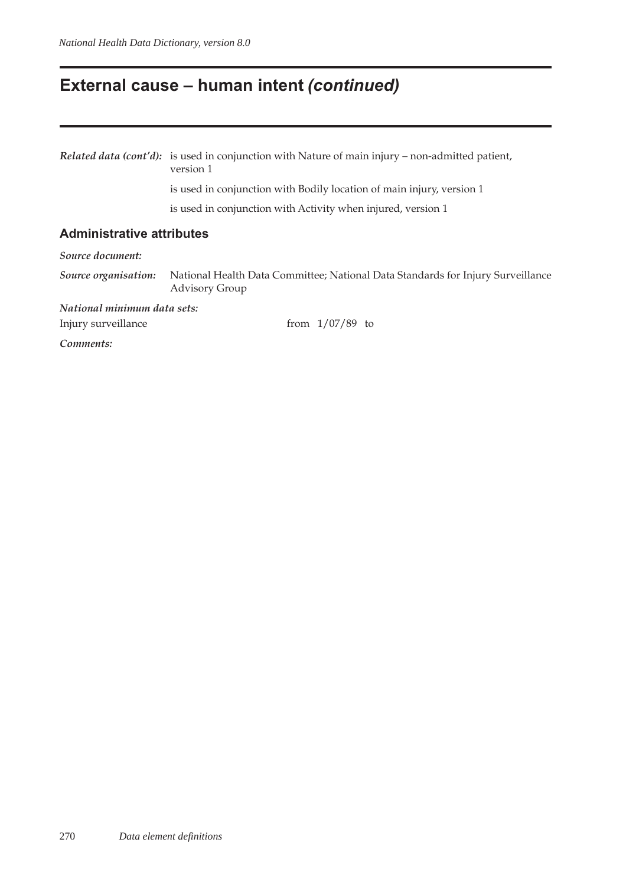# External cause – human intent *(continued)*

***Related data (cont'd):*** is used in conjunction with Nature of main injury – non-admitted patient, version 1

is used in conjunction with Bodily location of main injury, version 1

is used in conjunction with Activity when injured, version 1

## Administrative attributes

***Source document:***

***Source organisation:*** National Health Data Committee; National Data Standards for Injury Surveillance Advisory Group

***National minimum data sets:***

Injury surveillance from 1/07/89 to

***Comments:***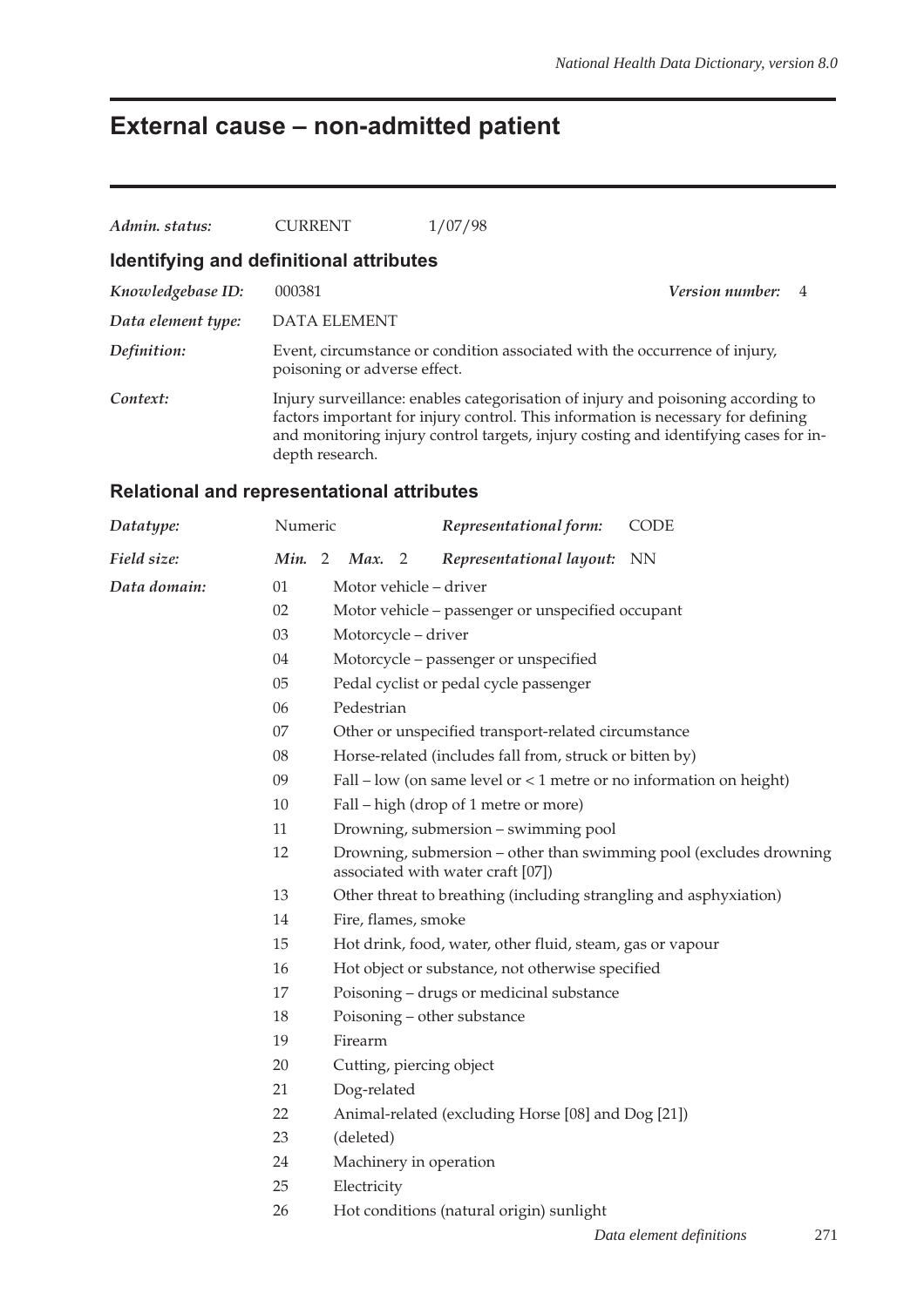# External cause – non-admitted patient

| | | |
|---|---|---|
| *Admin. status:* | CURRENT | 1/07/98 |

## Identifying and definitional attributes

| | | |
|---|---|---|
| *Knowledgebase ID:* | 000381 | *Version number:* 4 |
| *Data element type:* | DATA ELEMENT | |
| *Definition:* | Event, circumstance or condition associated with the occurrence of injury, poisoning or adverse effect. | |
| *Context:* | Injury surveillance: enables categorisation of injury and poisoning according to factors important for injury control. This information is necessary for defining and monitoring injury control targets, injury costing and identifying cases for in-depth research. | |

## Relational and representational attributes

| | | | |
|---|---|---|---|
| *Datatype:* | Numeric | *Representational form:* | CODE |
| *Field size:* | *Min.* 2 *Max.* 2 | *Representational layout:* | NN |

*Data domain:*

| Code | Description |
|---|---|
| 01 | Motor vehicle – driver |
| 02 | Motor vehicle – passenger or unspecified occupant |
| 03 | Motorcycle – driver |
| 04 | Motorcycle – passenger or unspecified |
| 05 | Pedal cyclist or pedal cycle passenger |
| 06 | Pedestrian |
| 07 | Other or unspecified transport-related circumstance |
| 08 | Horse-related (includes fall from, struck or bitten by) |
| 09 | Fall – low (on same level or < 1 metre or no information on height) |
| 10 | Fall – high (drop of 1 metre or more) |
| 11 | Drowning, submersion – swimming pool |
| 12 | Drowning, submersion – other than swimming pool (excludes drowning associated with water craft [07]) |
| 13 | Other threat to breathing (including strangling and asphyxiation) |
| 14 | Fire, flames, smoke |
| 15 | Hot drink, food, water, other fluid, steam, gas or vapour |
| 16 | Hot object or substance, not otherwise specified |
| 17 | Poisoning – drugs or medicinal substance |
| 18 | Poisoning – other substance |
| 19 | Firearm |
| 20 | Cutting, piercing object |
| 21 | Dog-related |
| 22 | Animal-related (excluding Horse [08] and Dog [21]) |
| 23 | (deleted) |
| 24 | Machinery in operation |
| 25 | Electricity |
| 26 | Hot conditions (natural origin) sunlight |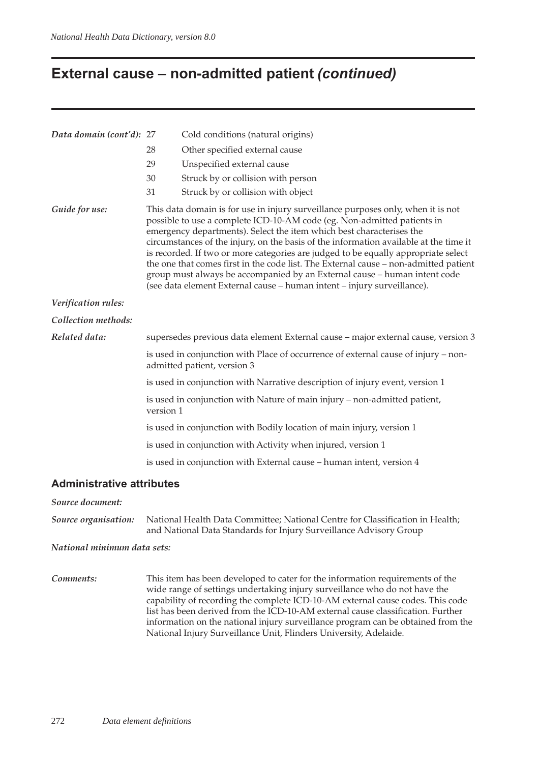# External cause – non-admitted patient *(continued)*

| | | |
|---|---|---|
| ***Data domain (cont'd):*** | 27 | Cold conditions (natural origins) |
| | 28 | Other specified external cause |
| | 29 | Unspecified external cause |
| | 30 | Struck by or collision with person |
| | 31 | Struck by or collision with object |

***Guide for use:*** This data domain is for use in injury surveillance purposes only, when it is not possible to use a complete ICD-10-AM code (eg. Non-admitted patients in emergency departments). Select the item which best characterises the circumstances of the injury, on the basis of the information available at the time it is recorded. If two or more categories are judged to be equally appropriate select the one that comes first in the code list. The External cause – non-admitted patient group must always be accompanied by an External cause – human intent code (see data element External cause – human intent – injury surveillance).

***Verification rules:***

***Collection methods:***

***Related data:***

supersedes previous data element External cause – major external cause, version 3

is used in conjunction with Place of occurrence of external cause of injury – non-admitted patient, version 3

is used in conjunction with Narrative description of injury event, version 1

is used in conjunction with Nature of main injury – non-admitted patient, version 1

is used in conjunction with Bodily location of main injury, version 1

is used in conjunction with Activity when injured, version 1

is used in conjunction with External cause – human intent, version 4

## Administrative attributes

***Source document:***

***Source organisation:*** National Health Data Committee; National Centre for Classification in Health; and National Data Standards for Injury Surveillance Advisory Group

***National minimum data sets:***

***Comments:*** This item has been developed to cater for the information requirements of the wide range of settings undertaking injury surveillance who do not have the capability of recording the complete ICD-10-AM external cause codes. This code list has been derived from the ICD-10-AM external cause classification. Further information on the national injury surveillance program can be obtained from the National Injury Surveillance Unit, Flinders University, Adelaide.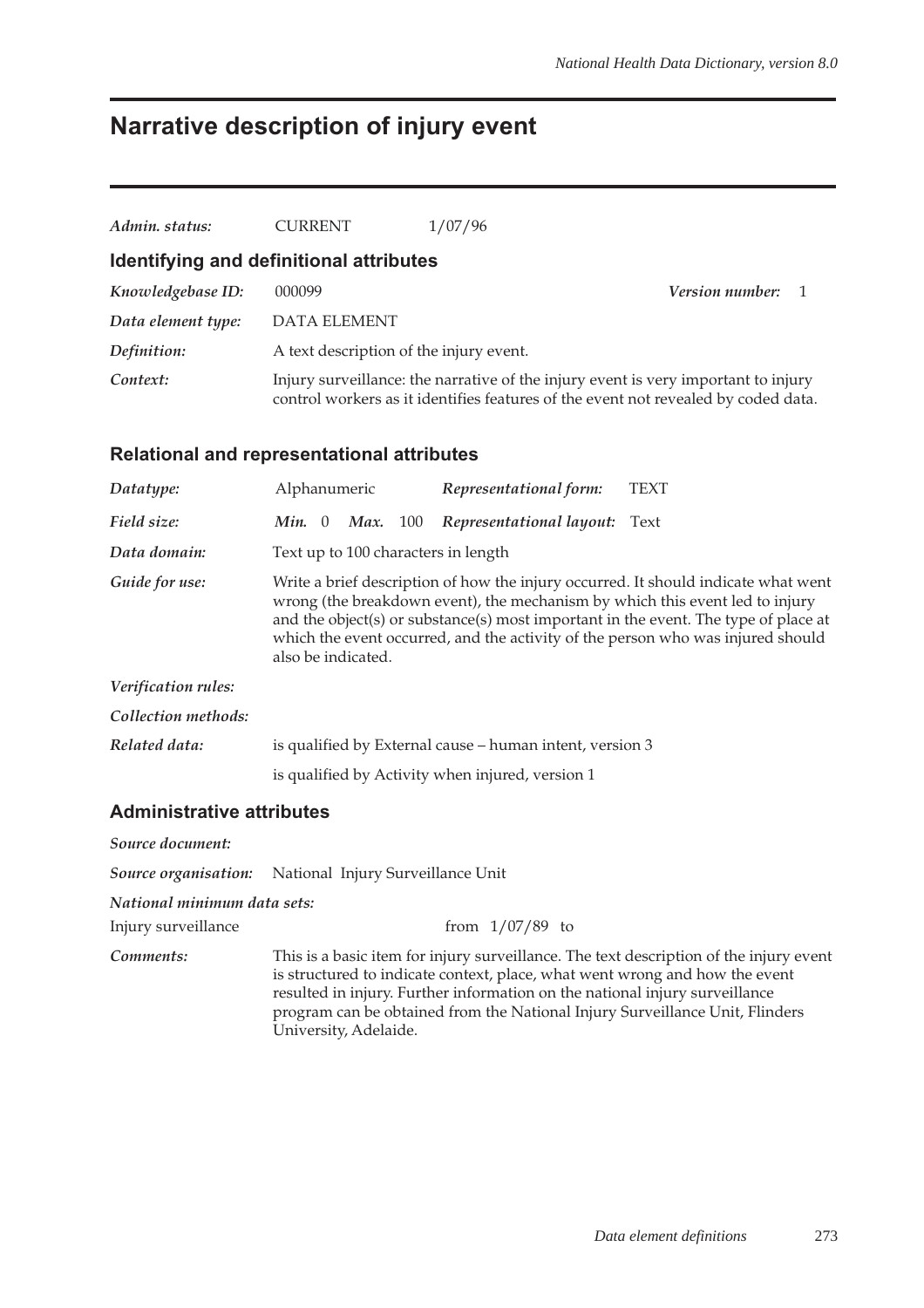# Narrative description of injury event

*Admin. status:* CURRENT 1/07/96

## Identifying and definitional attributes

*Knowledgebase ID:* 000099 *Version number:* 1

*Data element type:* DATA ELEMENT

*Definition:* A text description of the injury event.

*Context:* Injury surveillance: the narrative of the injury event is very important to injury control workers as it identifies features of the event not revealed by coded data.

## Relational and representational attributes

*Datatype:* Alphanumeric *Representational form:* TEXT

*Field size:* *Min.* 0 *Max.* 100 *Representational layout:* Text

*Data domain:* Text up to 100 characters in length

*Guide for use:* Write a brief description of how the injury occurred. It should indicate what went wrong (the breakdown event), the mechanism by which this event led to injury and the object(s) or substance(s) most important in the event. The type of place at which the event occurred, and the activity of the person who was injured should also be indicated.

*Verification rules:*

*Collection methods:*

*Related data:* is qualified by External cause – human intent, version 3

is qualified by Activity when injured, version 1

## Administrative attributes

*Source document:*

*Source organisation:* National Injury Surveillance Unit

*National minimum data sets:*

Injury surveillance from 1/07/89 to

*Comments:* This is a basic item for injury surveillance. The text description of the injury event is structured to indicate context, place, what went wrong and how the event resulted in injury. Further information on the national injury surveillance program can be obtained from the National Injury Surveillance Unit, Flinders University, Adelaide.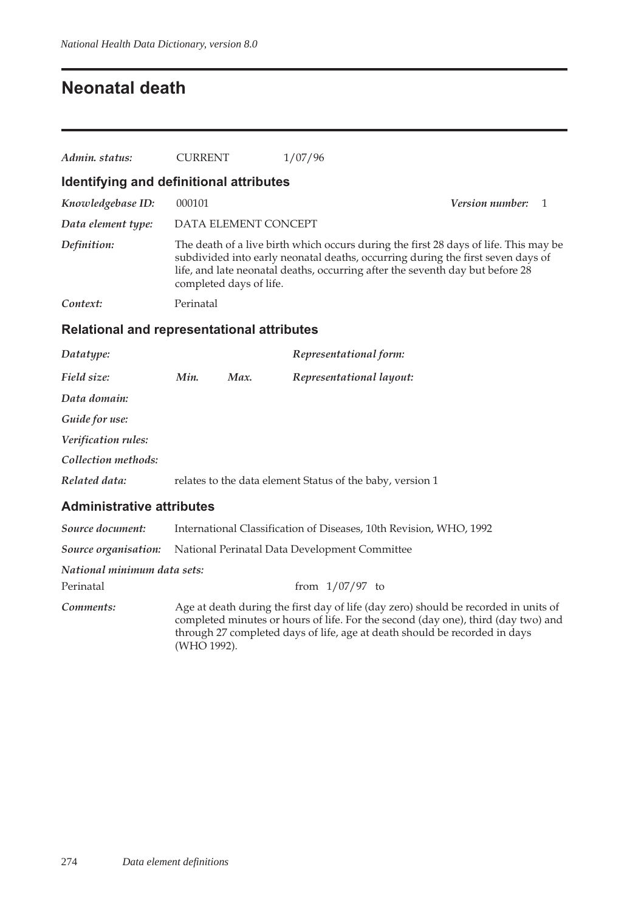# Neonatal death

| | | |
|---|---|---|
| *Admin. status:* | CURRENT | 1/07/96 |

## Identifying and definitional attributes

*Knowledgebase ID:* 000101 *Version number:* 1

*Data element type:* DATA ELEMENT CONCEPT

*Definition:* The death of a live birth which occurs during the first 28 days of life. This may be subdivided into early neonatal deaths, occurring during the first seven days of life, and late neonatal deaths, occurring after the seventh day but before 28 completed days of life.

*Context:* Perinatal

## Relational and representational attributes

*Datatype:* *Representational form:*

*Field size:* *Min.* *Max.* *Representational layout:*

*Data domain:*

*Guide for use:*

*Verification rules:*

*Collection methods:*

*Related data:* relates to the data element Status of the baby, version 1

## Administrative attributes

*Source document:* International Classification of Diseases, 10th Revision, WHO, 1992

*Source organisation:* National Perinatal Data Development Committee

*National minimum data sets:*

Perinatal from 1/07/97 to

*Comments:* Age at death during the first day of life (day zero) should be recorded in units of completed minutes or hours of life. For the second (day one), third (day two) and through 27 completed days of life, age at death should be recorded in days (WHO 1992).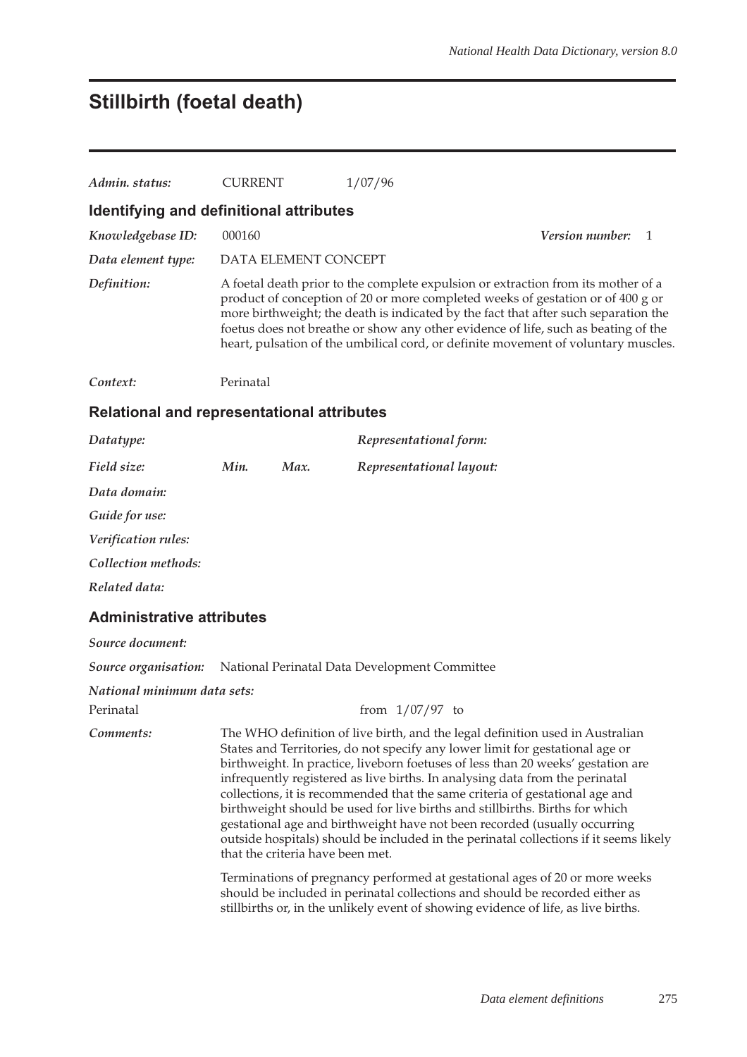# Stillbirth (foetal death)

*Admin. status:* CURRENT 1/07/96

## Identifying and definitional attributes

*Knowledgebase ID:* 000160 *Version number:* 1

*Data element type:* DATA ELEMENT CONCEPT

*Definition:* A foetal death prior to the complete expulsion or extraction from its mother of a product of conception of 20 or more completed weeks of gestation or of 400 g or more birthweight; the death is indicated by the fact that after such separation the foetus does not breathe or show any other evidence of life, such as beating of the heart, pulsation of the umbilical cord, or definite movement of voluntary muscles.

*Context:* Perinatal

## Relational and representational attributes

*Datatype:* *Representational form:*

*Field size:* *Min.* *Max.* *Representational layout:*

*Data domain:*

*Guide for use:*

*Verification rules:*

*Collection methods:*

*Related data:*

## Administrative attributes

*Source document:*

*Source organisation:* National Perinatal Data Development Committee

*National minimum data sets:*

Perinatal from 1/07/97 to

*Comments:* The WHO definition of live birth, and the legal definition used in Australian States and Territories, do not specify any lower limit for gestational age or birthweight. In practice, liveborn foetuses of less than 20 weeks' gestation are infrequently registered as live births. In analysing data from the perinatal collections, it is recommended that the same criteria of gestational age and birthweight should be used for live births and stillbirths. Births for which gestational age and birthweight have not been recorded (usually occurring outside hospitals) should be included in the perinatal collections if it seems likely that the criteria have been met.

Terminations of pregnancy performed at gestational ages of 20 or more weeks should be included in perinatal collections and should be recorded either as stillbirths or, in the unlikely event of showing evidence of life, as live births.